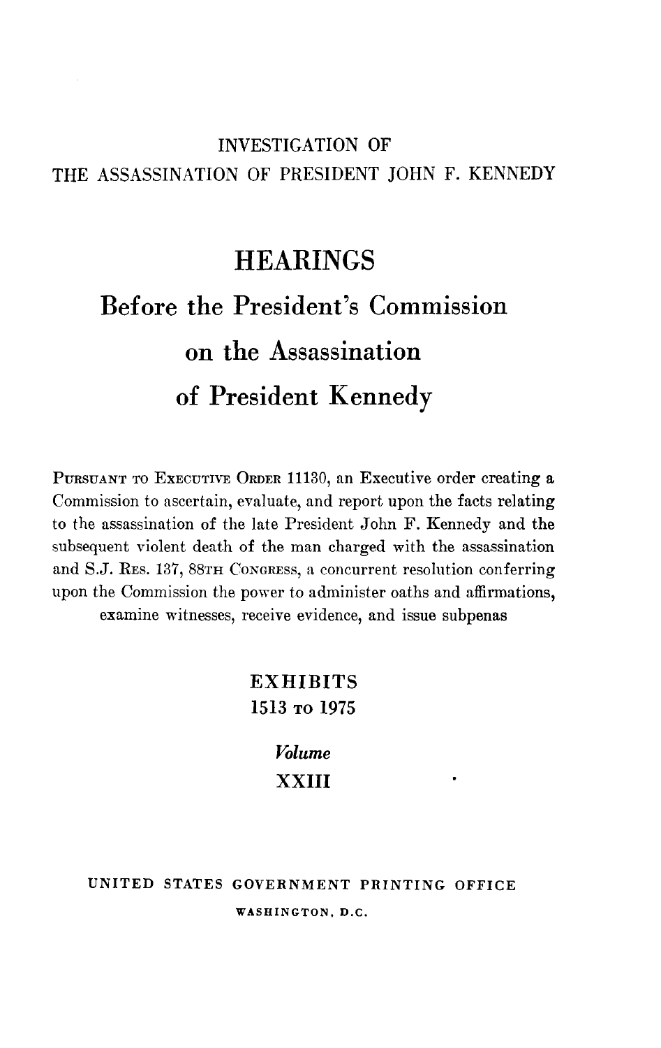INVESTIGATION OF
THE ASSASSINATION OF PRESIDENT JOHN F. KENNEDY

# HEARINGS

# Before the President's Commission on the Assassination of President Kennedy

PURSUANT TO EXECUTIVE ORDER 11130, an Executive order creating a Commission to ascertain, evaluate, and report upon the facts relating to the assassination of the late President John F. Kennedy and the subsequent violent death of the man charged with the assassination and S.J. RES. 137, 88TH CONGRESS, a concurrent resolution conferring upon the Commission the power to administer oaths and affirmations, examine witnesses, receive evidence, and issue subpenas

EXHIBITS
1513 TO 1975

*Volume*
XXIII

UNITED STATES GOVERNMENT PRINTING OFFICE
WASHINGTON, D.C.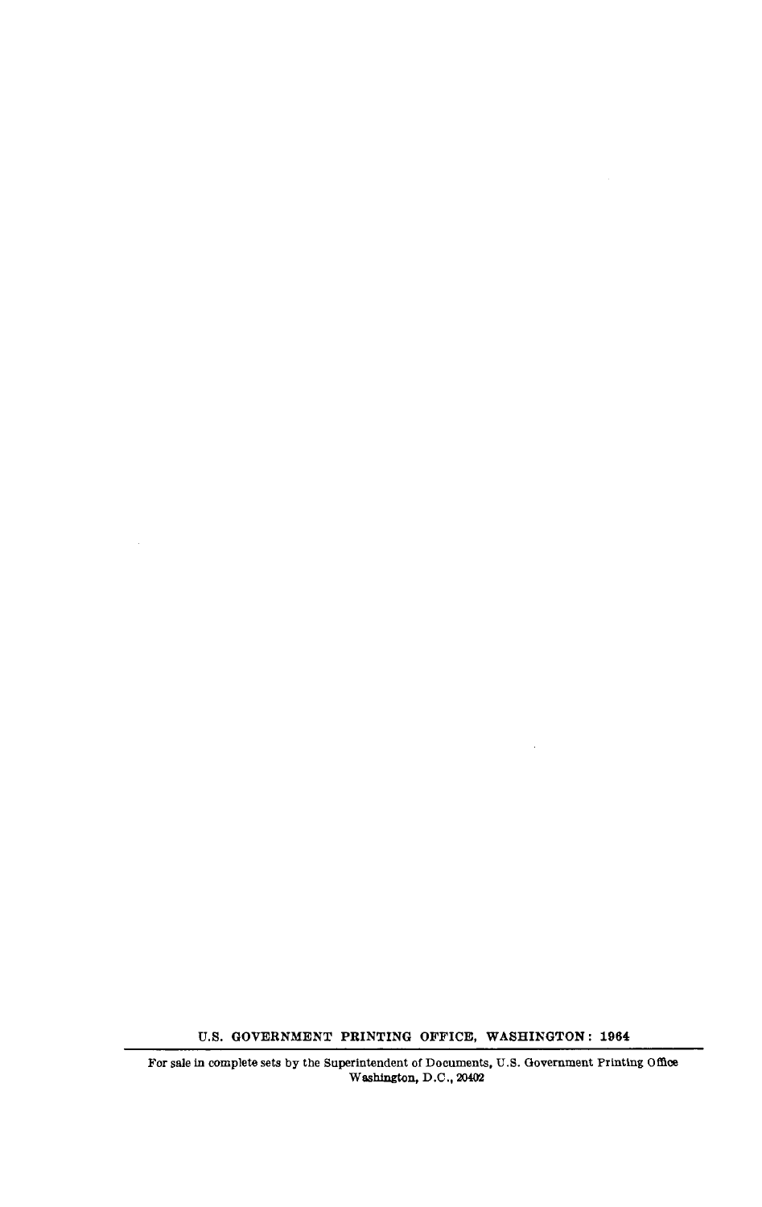U.S. GOVERNMENT PRINTING OFFICE, WASHINGTON: 1964

---

For sale in complete sets by the Superintendent of Documents, U.S. Government Printing Office
Washington, D.C., 20402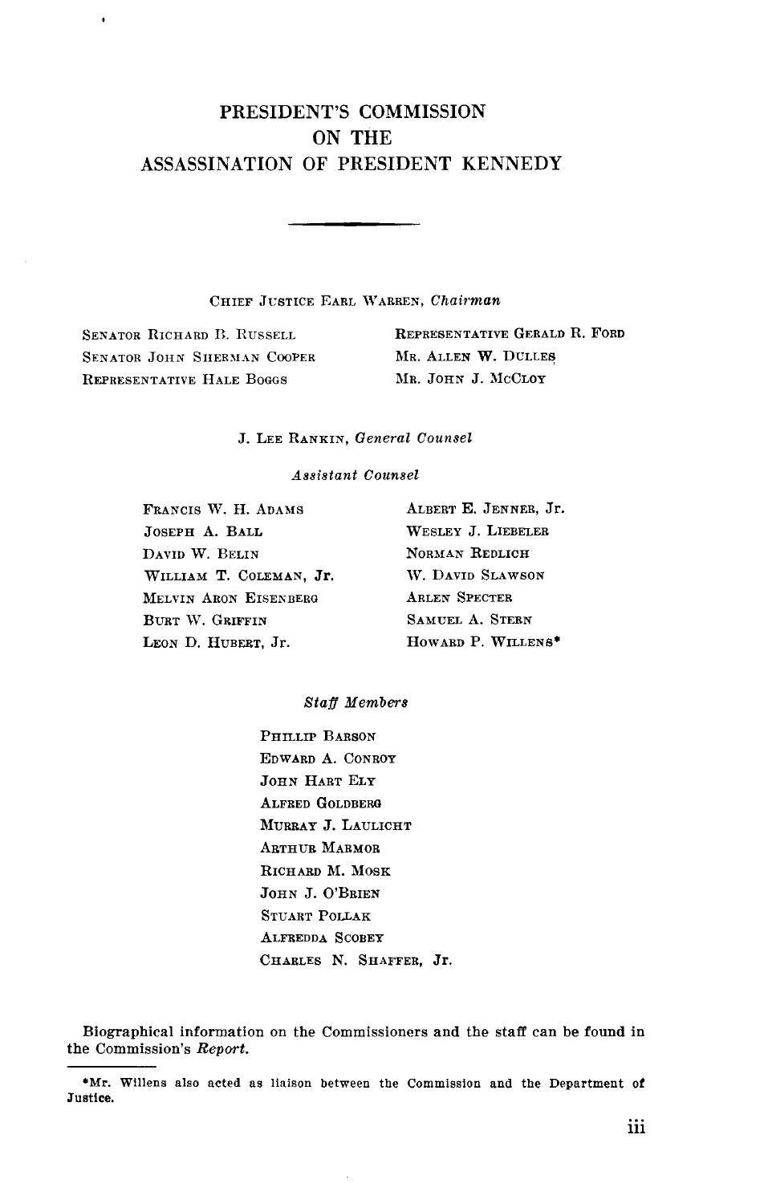# PRESIDENT'S COMMISSION ON THE ASSASSINATION OF PRESIDENT KENNEDY

---

CHIEF JUSTICE EARL WARREN, *Chairman*

SENATOR RICHARD B. RUSSELL
SENATOR JOHN SHERMAN COOPER
REPRESENTATIVE HALE BOGGS
REPRESENTATIVE GERALD R. FORD
MR. ALLEN W. DULLES
MR. JOHN J. McCLOY

J. LEE RANKIN, *General Counsel*

*Assistant Counsel*

FRANCIS W. H. ADAMS
JOSEPH A. BALL
DAVID W. BELIN
WILLIAM T. COLEMAN, Jr.
MELVIN ARON EISENBERG
BURT W. GRIFFIN
LEON D. HUBERT, Jr.
ALBERT E. JENNER, Jr.
WESLEY J. LIEBELER
NORMAN REDLICH
W. DAVID SLAWSON
ARLEN SPECTER
SAMUEL A. STERN
HOWARD P. WILLENS*

*Staff Members*

PHILLIP BARSON
EDWARD A. CONROY
JOHN HART ELY
ALFRED GOLDBERG
MURRAY J. LAULICHT
ARTHUR MARMOR
RICHARD M. MOSK
JOHN J. O'BRIEN
STUART POLLAK
ALFREDDA SCOBEY
CHARLES N. SHAFFER, Jr.

Biographical information on the Commissioners and the staff can be found in the Commission's *Report.*

---

*Mr. Willens also acted as liaison between the Commission and the Department of Justice.